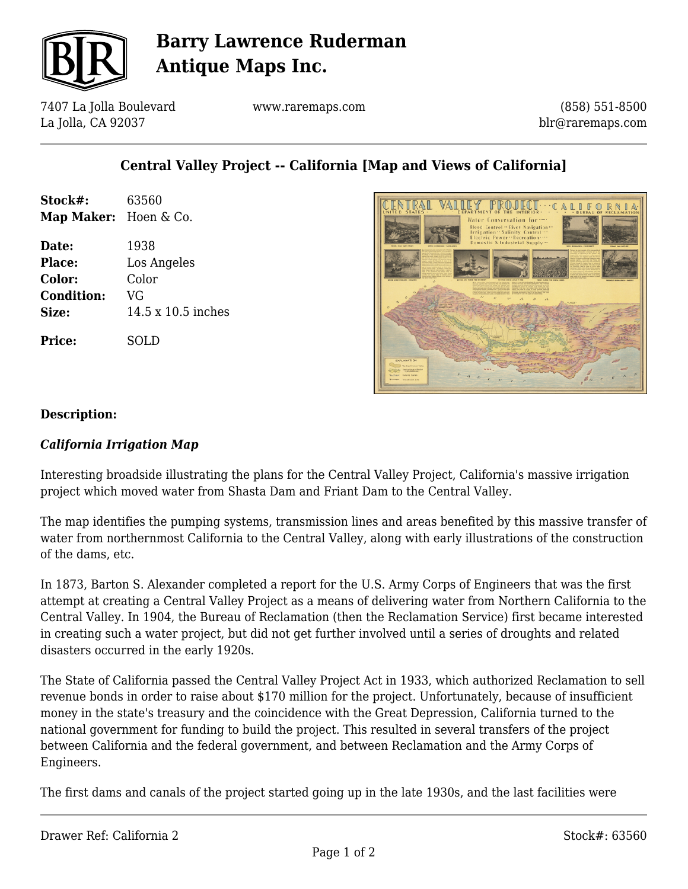# Barry Lawrence Ruderman Antique Maps Inc.

7407 La Jolla Boulevard
La Jolla, CA 92037

www.raremaps.com

(858) 551-8500
blr@raremaps.com

## Central Valley Project -- California [Map and Views of California]

**Stock#:** 63560
**Map Maker:** Hoen & Co.

**Date:** 1938
**Place:** Los Angeles
**Color:** Color
**Condition:** VG
**Size:** 14.5 x 10.5 inches

**Price:** SOLD

### Description:

***California Irrigation Map***

Interesting broadside illustrating the plans for the Central Valley Project, California's massive irrigation project which moved water from Shasta Dam and Friant Dam to the Central Valley.

The map identifies the pumping systems, transmission lines and areas benefited by this massive transfer of water from northernmost California to the Central Valley, along with early illustrations of the construction of the dams, etc.

In 1873, Barton S. Alexander completed a report for the U.S. Army Corps of Engineers that was the first attempt at creating a Central Valley Project as a means of delivering water from Northern California to the Central Valley. In 1904, the Bureau of Reclamation (then the Reclamation Service) first became interested in creating such a water project, but did not get further involved until a series of droughts and related disasters occurred in the early 1920s.

The State of California passed the Central Valley Project Act in 1933, which authorized Reclamation to sell revenue bonds in order to raise about $170 million for the project. Unfortunately, because of insufficient money in the state's treasury and the coincidence with the Great Depression, California turned to the national government for funding to build the project. This resulted in several transfers of the project between California and the federal government, and between Reclamation and the Army Corps of Engineers.

The first dams and canals of the project started going up in the late 1930s, and the last facilities were

Drawer Ref: California 2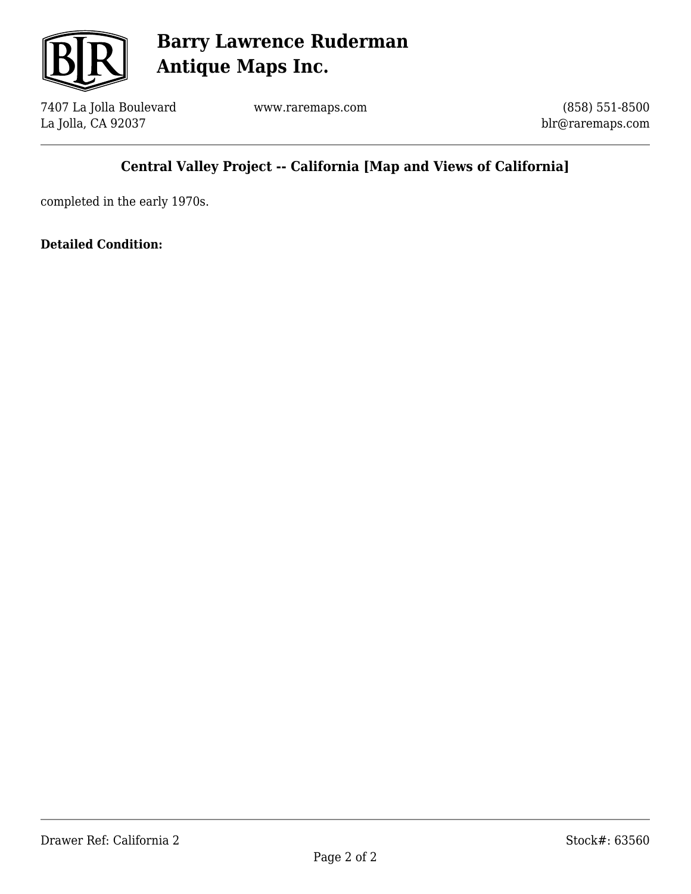completed in the early 1970s.

**Detailed Condition:**